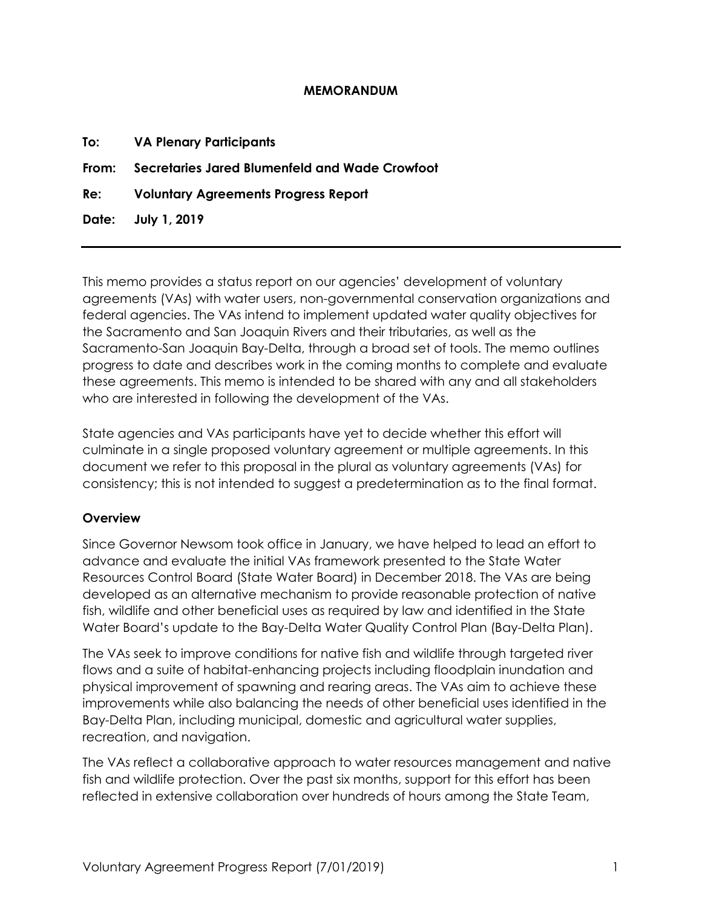**MEMORANDUM**

**To:** **VA Plenary Participants**

**From:** **Secretaries Jared Blumenfeld and Wade Crowfoot**

**Re:** **Voluntary Agreements Progress Report**

**Date:** **July 1, 2019**

---

This memo provides a status report on our agencies' development of voluntary agreements (VAs) with water users, non-governmental conservation organizations and federal agencies. The VAs intend to implement updated water quality objectives for the Sacramento and San Joaquin Rivers and their tributaries, as well as the Sacramento-San Joaquin Bay-Delta, through a broad set of tools. The memo outlines progress to date and describes work in the coming months to complete and evaluate these agreements. This memo is intended to be shared with any and all stakeholders who are interested in following the development of the VAs.

State agencies and VAs participants have yet to decide whether this effort will culminate in a single proposed voluntary agreement or multiple agreements. In this document we refer to this proposal in the plural as voluntary agreements (VAs) for consistency; this is not intended to suggest a predetermination as to the final format.

**Overview**

Since Governor Newsom took office in January, we have helped to lead an effort to advance and evaluate the initial VAs framework presented to the State Water Resources Control Board (State Water Board) in December 2018. The VAs are being developed as an alternative mechanism to provide reasonable protection of native fish, wildlife and other beneficial uses as required by law and identified in the State Water Board's update to the Bay-Delta Water Quality Control Plan (Bay-Delta Plan).

The VAs seek to improve conditions for native fish and wildlife through targeted river flows and a suite of habitat-enhancing projects including floodplain inundation and physical improvement of spawning and rearing areas. The VAs aim to achieve these improvements while also balancing the needs of other beneficial uses identified in the Bay-Delta Plan, including municipal, domestic and agricultural water supplies, recreation, and navigation.

The VAs reflect a collaborative approach to water resources management and native fish and wildlife protection. Over the past six months, support for this effort has been reflected in extensive collaboration over hundreds of hours among the State Team,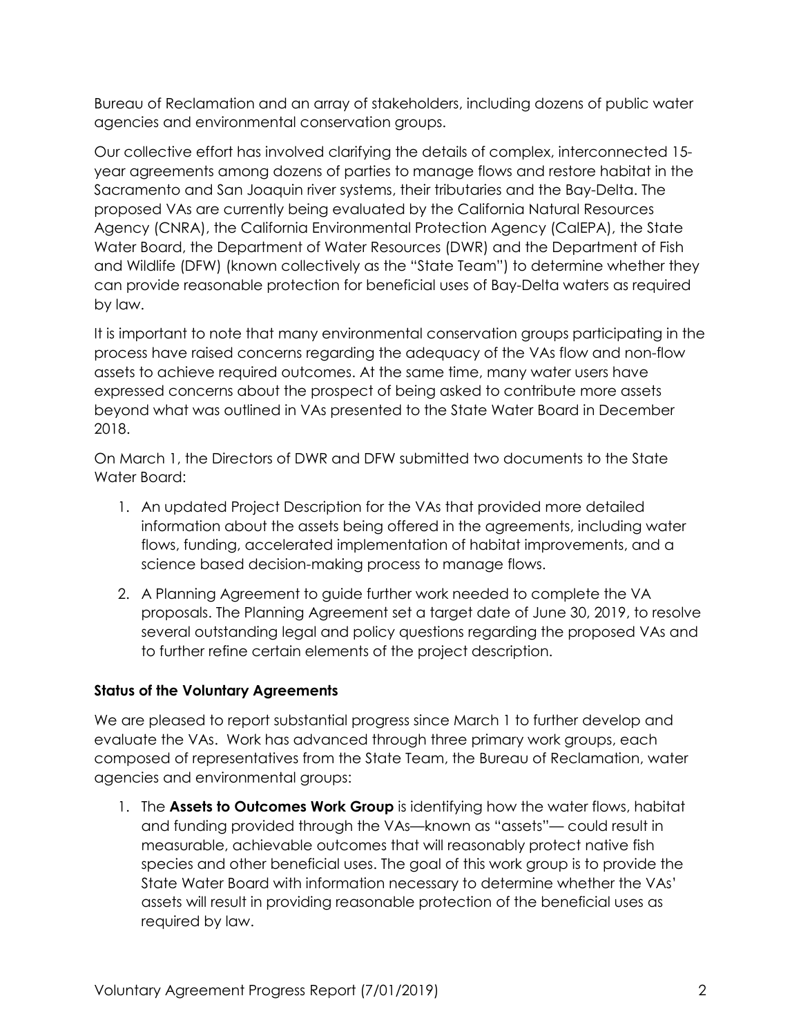Bureau of Reclamation and an array of stakeholders, including dozens of public water agencies and environmental conservation groups.

Our collective effort has involved clarifying the details of complex, interconnected 15-year agreements among dozens of parties to manage flows and restore habitat in the Sacramento and San Joaquin river systems, their tributaries and the Bay-Delta. The proposed VAs are currently being evaluated by the California Natural Resources Agency (CNRA), the California Environmental Protection Agency (CalEPA), the State Water Board, the Department of Water Resources (DWR) and the Department of Fish and Wildlife (DFW) (known collectively as the "State Team") to determine whether they can provide reasonable protection for beneficial uses of Bay-Delta waters as required by law.

It is important to note that many environmental conservation groups participating in the process have raised concerns regarding the adequacy of the VAs flow and non-flow assets to achieve required outcomes. At the same time, many water users have expressed concerns about the prospect of being asked to contribute more assets beyond what was outlined in VAs presented to the State Water Board in December 2018.

On March 1, the Directors of DWR and DFW submitted two documents to the State Water Board:

1. An updated Project Description for the VAs that provided more detailed information about the assets being offered in the agreements, including water flows, funding, accelerated implementation of habitat improvements, and a science based decision-making process to manage flows.
2. A Planning Agreement to guide further work needed to complete the VA proposals. The Planning Agreement set a target date of June 30, 2019, to resolve several outstanding legal and policy questions regarding the proposed VAs and to further refine certain elements of the project description.

**Status of the Voluntary Agreements**

We are pleased to report substantial progress since March 1 to further develop and evaluate the VAs. Work has advanced through three primary work groups, each composed of representatives from the State Team, the Bureau of Reclamation, water agencies and environmental groups:

1. The **Assets to Outcomes Work Group** is identifying how the water flows, habitat and funding provided through the VAs—known as "assets"— could result in measurable, achievable outcomes that will reasonably protect native fish species and other beneficial uses. The goal of this work group is to provide the State Water Board with information necessary to determine whether the VAs' assets will result in providing reasonable protection of the beneficial uses as required by law.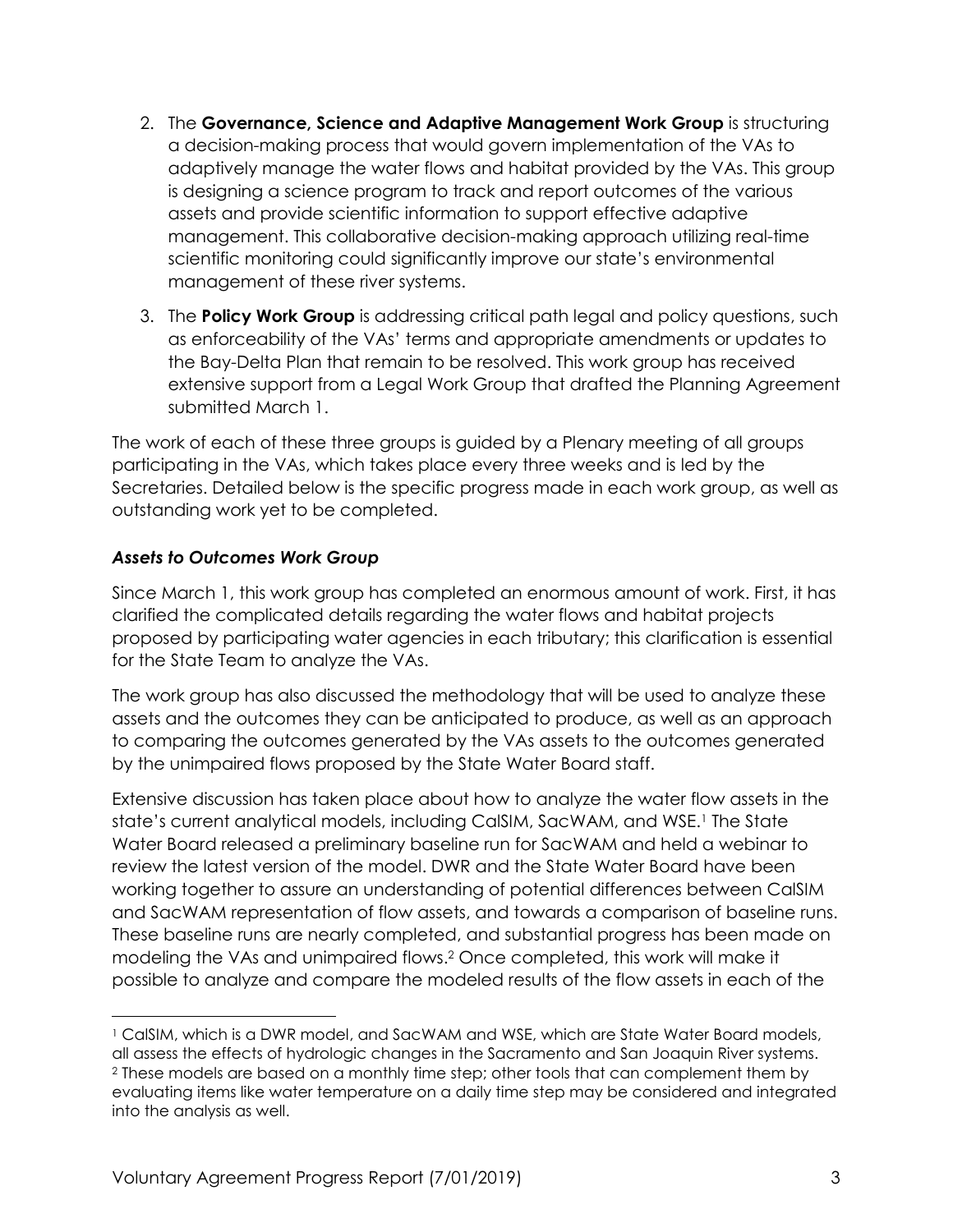2. The **Governance, Science and Adaptive Management Work Group** is structuring a decision-making process that would govern implementation of the VAs to adaptively manage the water flows and habitat provided by the VAs. This group is designing a science program to track and report outcomes of the various assets and provide scientific information to support effective adaptive management. This collaborative decision-making approach utilizing real-time scientific monitoring could significantly improve our state's environmental management of these river systems.

3. The **Policy Work Group** is addressing critical path legal and policy questions, such as enforceability of the VAs' terms and appropriate amendments or updates to the Bay-Delta Plan that remain to be resolved. This work group has received extensive support from a Legal Work Group that drafted the Planning Agreement submitted March 1.

The work of each of these three groups is guided by a Plenary meeting of all groups participating in the VAs, which takes place every three weeks and is led by the Secretaries. Detailed below is the specific progress made in each work group, as well as outstanding work yet to be completed.

### *Assets to Outcomes Work Group*

Since March 1, this work group has completed an enormous amount of work. First, it has clarified the complicated details regarding the water flows and habitat projects proposed by participating water agencies in each tributary; this clarification is essential for the State Team to analyze the VAs.

The work group has also discussed the methodology that will be used to analyze these assets and the outcomes they can be anticipated to produce, as well as an approach to comparing the outcomes generated by the VAs assets to the outcomes generated by the unimpaired flows proposed by the State Water Board staff.

Extensive discussion has taken place about how to analyze the water flow assets in the state's current analytical models, including CalSIM, SacWAM, and WSE.[1] The State Water Board released a preliminary baseline run for SacWAM and held a webinar to review the latest version of the model. DWR and the State Water Board have been working together to assure an understanding of potential differences between CalSIM and SacWAM representation of flow assets, and towards a comparison of baseline runs. These baseline runs are nearly completed, and substantial progress has been made on modeling the VAs and unimpaired flows.[2] Once completed, this work will make it possible to analyze and compare the modeled results of the flow assets in each of the

[1] CalSIM, which is a DWR model, and SacWAM and WSE, which are State Water Board models, all assess the effects of hydrologic changes in the Sacramento and San Joaquin River systems.

[2] These models are based on a monthly time step; other tools that can complement them by evaluating items like water temperature on a daily time step may be considered and integrated into the analysis as well.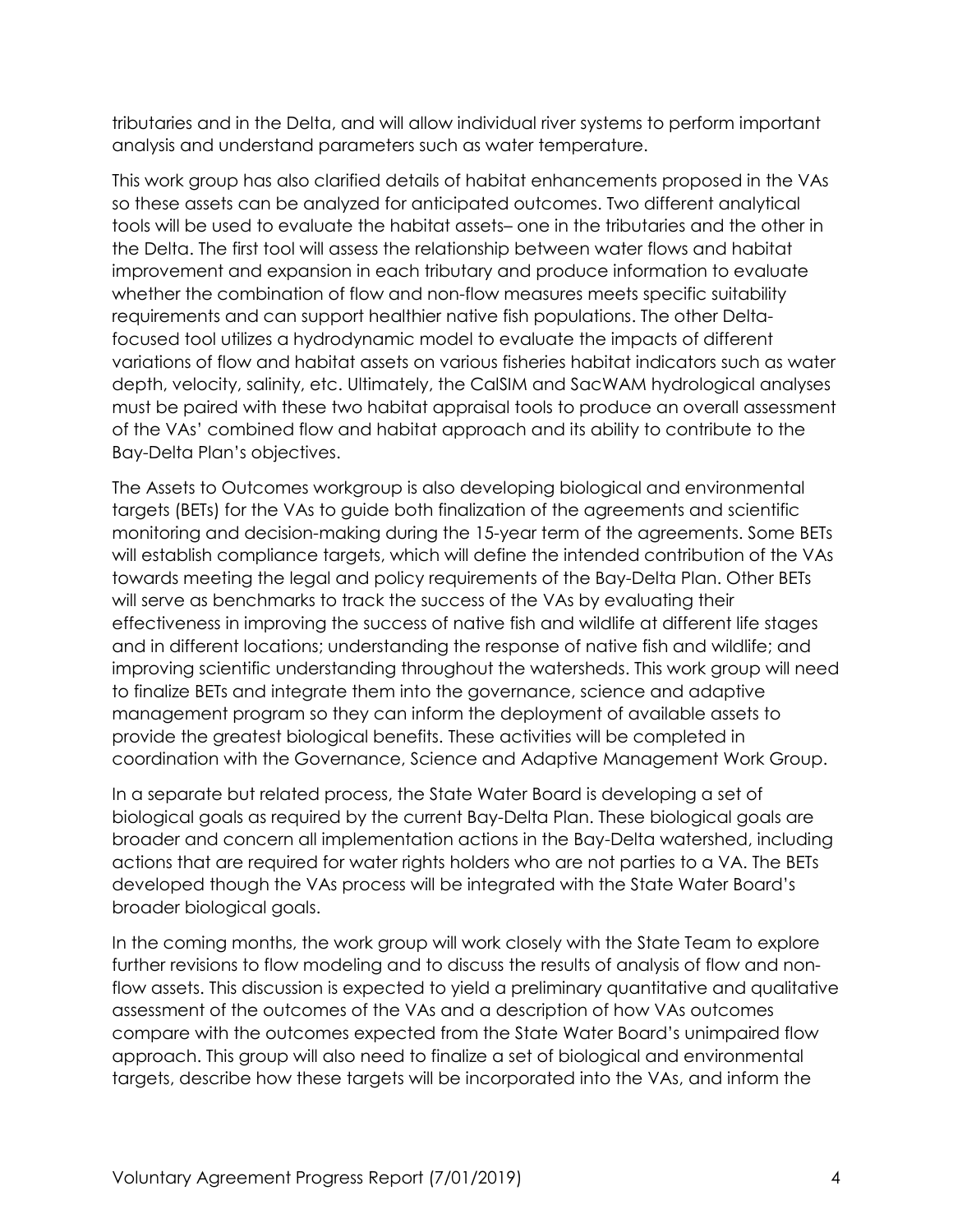tributaries and in the Delta, and will allow individual river systems to perform important analysis and understand parameters such as water temperature.

This work group has also clarified details of habitat enhancements proposed in the VAs so these assets can be analyzed for anticipated outcomes. Two different analytical tools will be used to evaluate the habitat assets– one in the tributaries and the other in the Delta. The first tool will assess the relationship between water flows and habitat improvement and expansion in each tributary and produce information to evaluate whether the combination of flow and non-flow measures meets specific suitability requirements and can support healthier native fish populations. The other Delta-focused tool utilizes a hydrodynamic model to evaluate the impacts of different variations of flow and habitat assets on various fisheries habitat indicators such as water depth, velocity, salinity, etc. Ultimately, the CalSIM and SacWAM hydrological analyses must be paired with these two habitat appraisal tools to produce an overall assessment of the VAs' combined flow and habitat approach and its ability to contribute to the Bay-Delta Plan's objectives.

The Assets to Outcomes workgroup is also developing biological and environmental targets (BETs) for the VAs to guide both finalization of the agreements and scientific monitoring and decision-making during the 15-year term of the agreements. Some BETs will establish compliance targets, which will define the intended contribution of the VAs towards meeting the legal and policy requirements of the Bay-Delta Plan. Other BETs will serve as benchmarks to track the success of the VAs by evaluating their effectiveness in improving the success of native fish and wildlife at different life stages and in different locations; understanding the response of native fish and wildlife; and improving scientific understanding throughout the watersheds. This work group will need to finalize BETs and integrate them into the governance, science and adaptive management program so they can inform the deployment of available assets to provide the greatest biological benefits. These activities will be completed in coordination with the Governance, Science and Adaptive Management Work Group.

In a separate but related process, the State Water Board is developing a set of biological goals as required by the current Bay-Delta Plan. These biological goals are broader and concern all implementation actions in the Bay-Delta watershed, including actions that are required for water rights holders who are not parties to a VA. The BETs developed though the VAs process will be integrated with the State Water Board's broader biological goals.

In the coming months, the work group will work closely with the State Team to explore further revisions to flow modeling and to discuss the results of analysis of flow and non-flow assets. This discussion is expected to yield a preliminary quantitative and qualitative assessment of the outcomes of the VAs and a description of how VAs outcomes compare with the outcomes expected from the State Water Board's unimpaired flow approach. This group will also need to finalize a set of biological and environmental targets, describe how these targets will be incorporated into the VAs, and inform the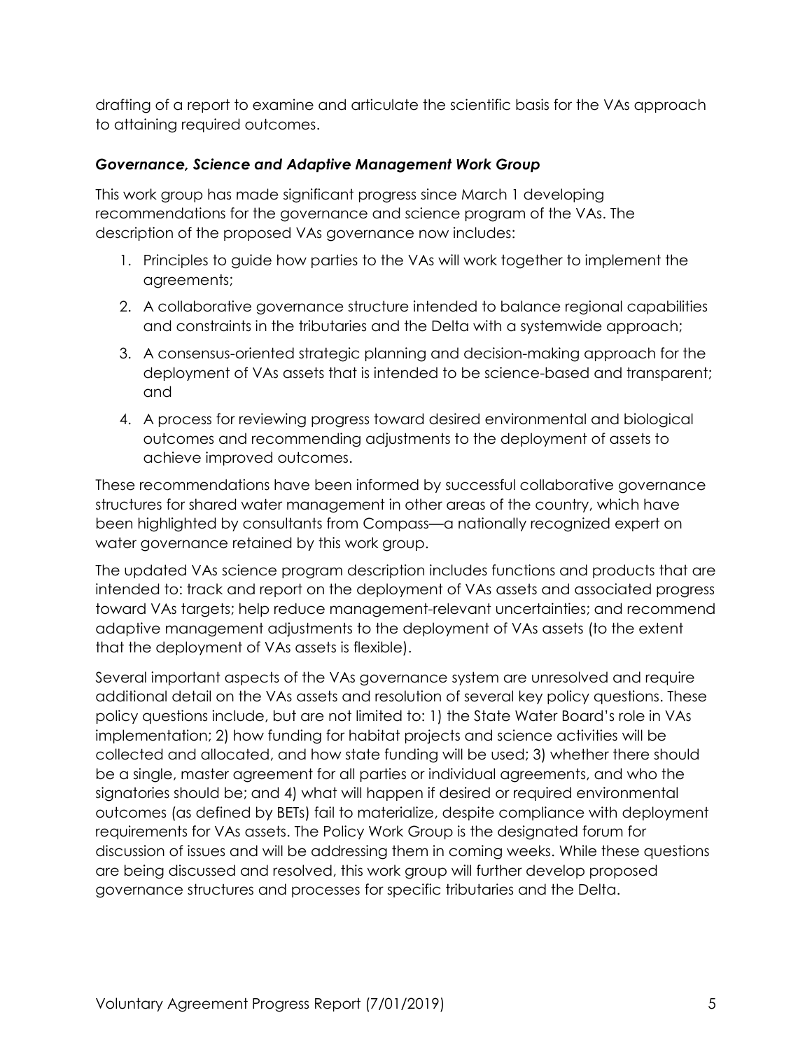drafting of a report to examine and articulate the scientific basis for the VAs approach to attaining required outcomes.

### *Governance, Science and Adaptive Management Work Group*

This work group has made significant progress since March 1 developing recommendations for the governance and science program of the VAs. The description of the proposed VAs governance now includes:

1. Principles to guide how parties to the VAs will work together to implement the agreements;
2. A collaborative governance structure intended to balance regional capabilities and constraints in the tributaries and the Delta with a systemwide approach;
3. A consensus-oriented strategic planning and decision-making approach for the deployment of VAs assets that is intended to be science-based and transparent; and
4. A process for reviewing progress toward desired environmental and biological outcomes and recommending adjustments to the deployment of assets to achieve improved outcomes.

These recommendations have been informed by successful collaborative governance structures for shared water management in other areas of the country, which have been highlighted by consultants from Compass—a nationally recognized expert on water governance retained by this work group.

The updated VAs science program description includes functions and products that are intended to: track and report on the deployment of VAs assets and associated progress toward VAs targets; help reduce management-relevant uncertainties; and recommend adaptive management adjustments to the deployment of VAs assets (to the extent that the deployment of VAs assets is flexible).

Several important aspects of the VAs governance system are unresolved and require additional detail on the VAs assets and resolution of several key policy questions. These policy questions include, but are not limited to: 1) the State Water Board's role in VAs implementation; 2) how funding for habitat projects and science activities will be collected and allocated, and how state funding will be used; 3) whether there should be a single, master agreement for all parties or individual agreements, and who the signatories should be; and 4) what will happen if desired or required environmental outcomes (as defined by BETs) fail to materialize, despite compliance with deployment requirements for VAs assets. The Policy Work Group is the designated forum for discussion of issues and will be addressing them in coming weeks. While these questions are being discussed and resolved, this work group will further develop proposed governance structures and processes for specific tributaries and the Delta.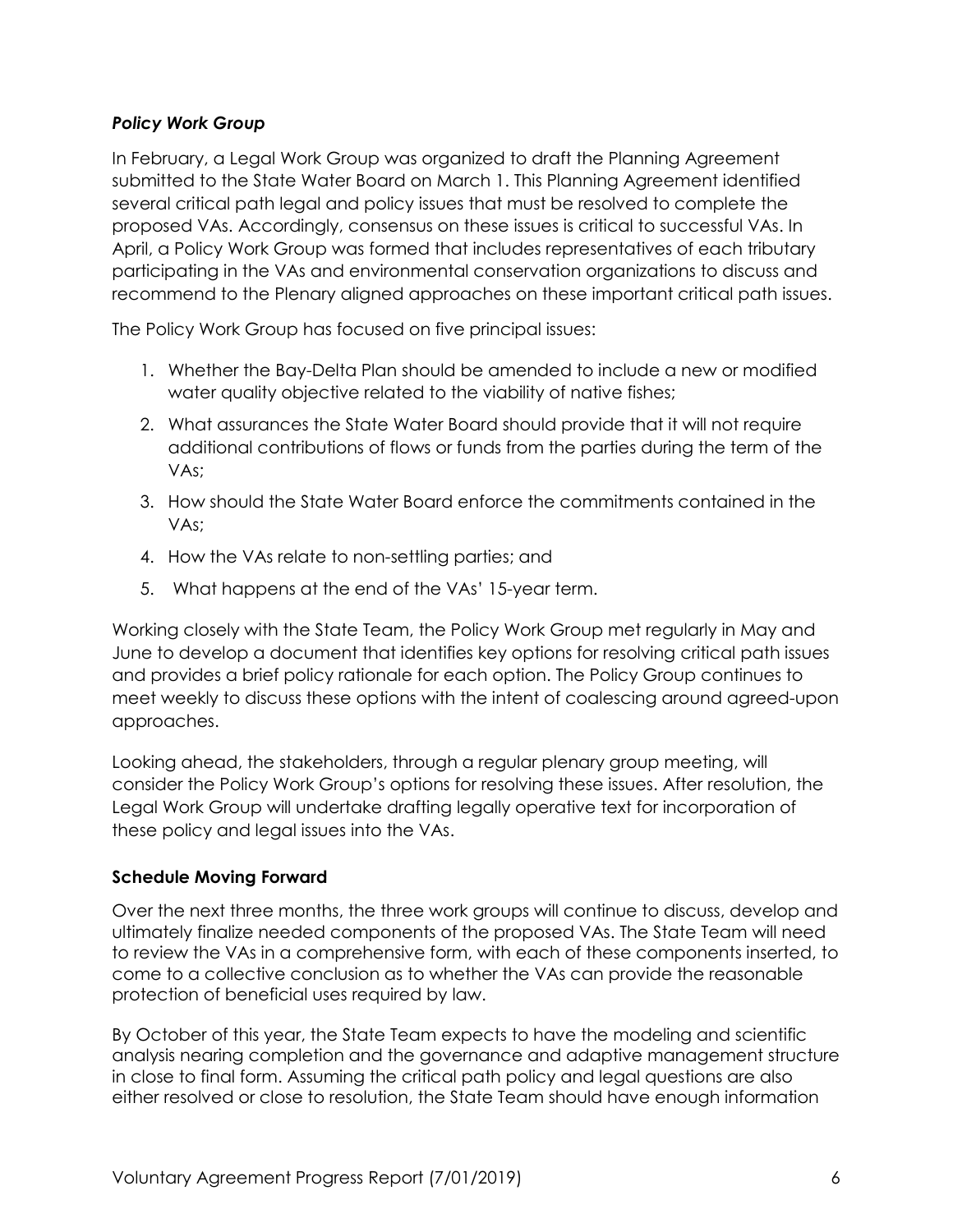### *Policy Work Group*

In February, a Legal Work Group was organized to draft the Planning Agreement submitted to the State Water Board on March 1. This Planning Agreement identified several critical path legal and policy issues that must be resolved to complete the proposed VAs. Accordingly, consensus on these issues is critical to successful VAs. In April, a Policy Work Group was formed that includes representatives of each tributary participating in the VAs and environmental conservation organizations to discuss and recommend to the Plenary aligned approaches on these important critical path issues.

The Policy Work Group has focused on five principal issues:

1. Whether the Bay-Delta Plan should be amended to include a new or modified water quality objective related to the viability of native fishes;
2. What assurances the State Water Board should provide that it will not require additional contributions of flows or funds from the parties during the term of the VAs;
3. How should the State Water Board enforce the commitments contained in the VAs;
4. How the VAs relate to non-settling parties; and
5. What happens at the end of the VAs' 15-year term.

Working closely with the State Team, the Policy Work Group met regularly in May and June to develop a document that identifies key options for resolving critical path issues and provides a brief policy rationale for each option. The Policy Group continues to meet weekly to discuss these options with the intent of coalescing around agreed-upon approaches.

Looking ahead, the stakeholders, through a regular plenary group meeting, will consider the Policy Work Group's options for resolving these issues. After resolution, the Legal Work Group will undertake drafting legally operative text for incorporation of these policy and legal issues into the VAs.

### **Schedule Moving Forward**

Over the next three months, the three work groups will continue to discuss, develop and ultimately finalize needed components of the proposed VAs. The State Team will need to review the VAs in a comprehensive form, with each of these components inserted, to come to a collective conclusion as to whether the VAs can provide the reasonable protection of beneficial uses required by law.

By October of this year, the State Team expects to have the modeling and scientific analysis nearing completion and the governance and adaptive management structure in close to final form. Assuming the critical path policy and legal questions are also either resolved or close to resolution, the State Team should have enough information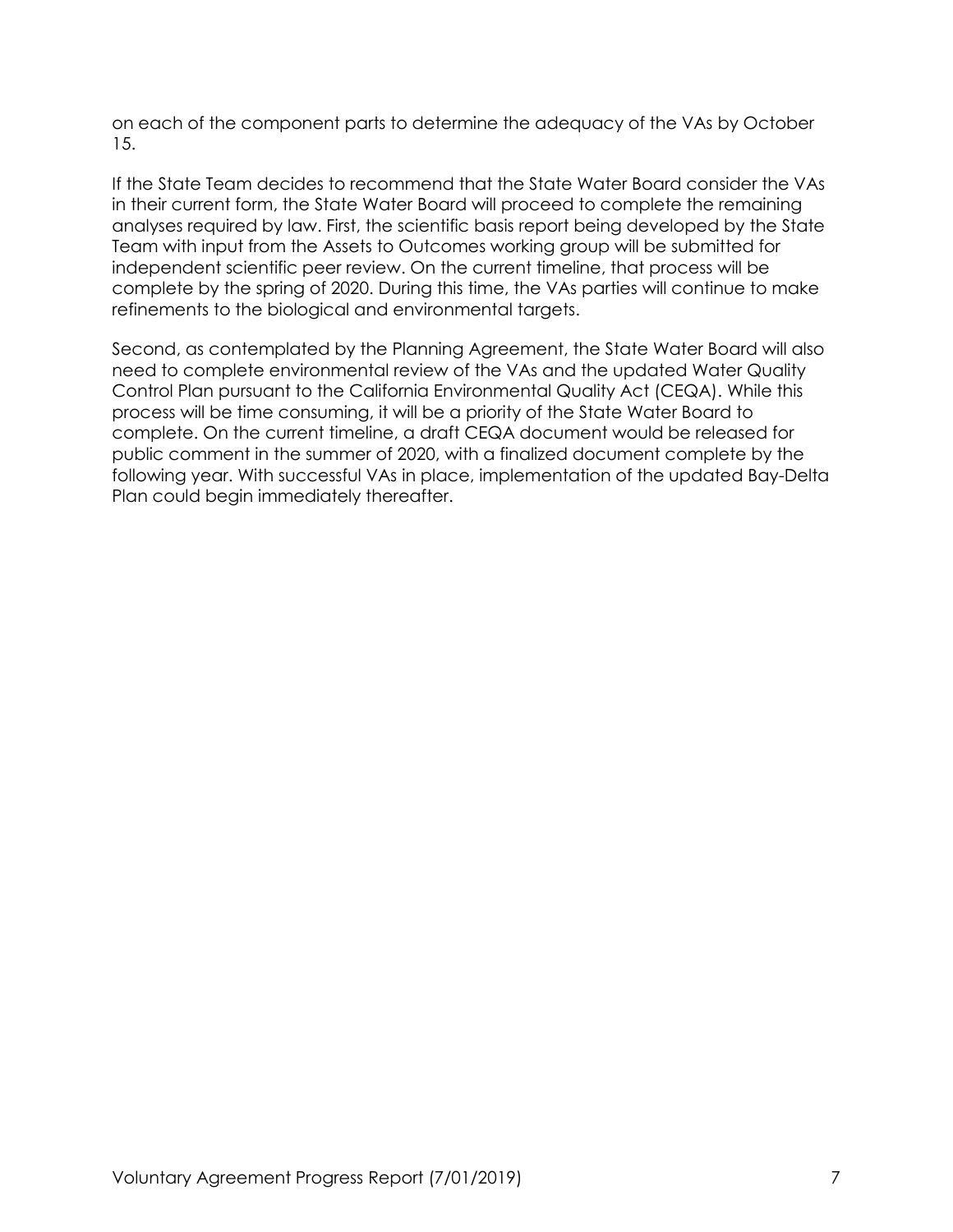on each of the component parts to determine the adequacy of the VAs by October 15.

If the State Team decides to recommend that the State Water Board consider the VAs in their current form, the State Water Board will proceed to complete the remaining analyses required by law. First, the scientific basis report being developed by the State Team with input from the Assets to Outcomes working group will be submitted for independent scientific peer review. On the current timeline, that process will be complete by the spring of 2020. During this time, the VAs parties will continue to make refinements to the biological and environmental targets.

Second, as contemplated by the Planning Agreement, the State Water Board will also need to complete environmental review of the VAs and the updated Water Quality Control Plan pursuant to the California Environmental Quality Act (CEQA). While this process will be time consuming, it will be a priority of the State Water Board to complete. On the current timeline, a draft CEQA document would be released for public comment in the summer of 2020, with a finalized document complete by the following year. With successful VAs in place, implementation of the updated Bay-Delta Plan could begin immediately thereafter.